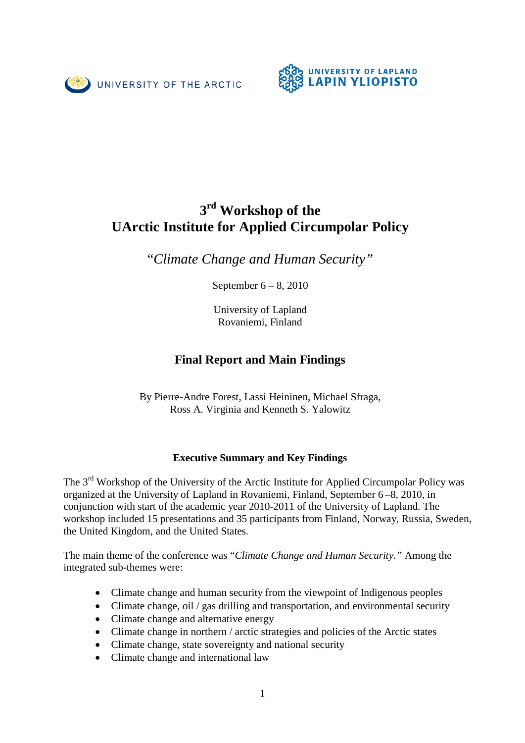UNIVERSITY OF THE ARCTIC

UNIVERSITY OF LAPLAND
LAPIN YLIOPISTO

# 3rd Workshop of the UArctic Institute for Applied Circumpolar Policy

*"Climate Change and Human Security"*

September 6 – 8, 2010

University of Lapland
Rovaniemi, Finland

## Final Report and Main Findings

By Pierre-Andre Forest, Lassi Heininen, Michael Sfraga, Ross A. Virginia and Kenneth S. Yalowitz

### Executive Summary and Key Findings

The 3rd Workshop of the University of the Arctic Institute for Applied Circumpolar Policy was organized at the University of Lapland in Rovaniemi, Finland, September 6 –8, 2010, in conjunction with start of the academic year 2010-2011 of the University of Lapland. The workshop included 15 presentations and 35 participants from Finland, Norway, Russia, Sweden, the United Kingdom, and the United States.

The main theme of the conference was "*Climate Change and Human Security.*" Among the integrated sub-themes were:

- Climate change and human security from the viewpoint of Indigenous peoples
- Climate change, oil / gas drilling and transportation, and environmental security
- Climate change and alternative energy
- Climate change in northern / arctic strategies and policies of the Arctic states
- Climate change, state sovereignty and national security
- Climate change and international law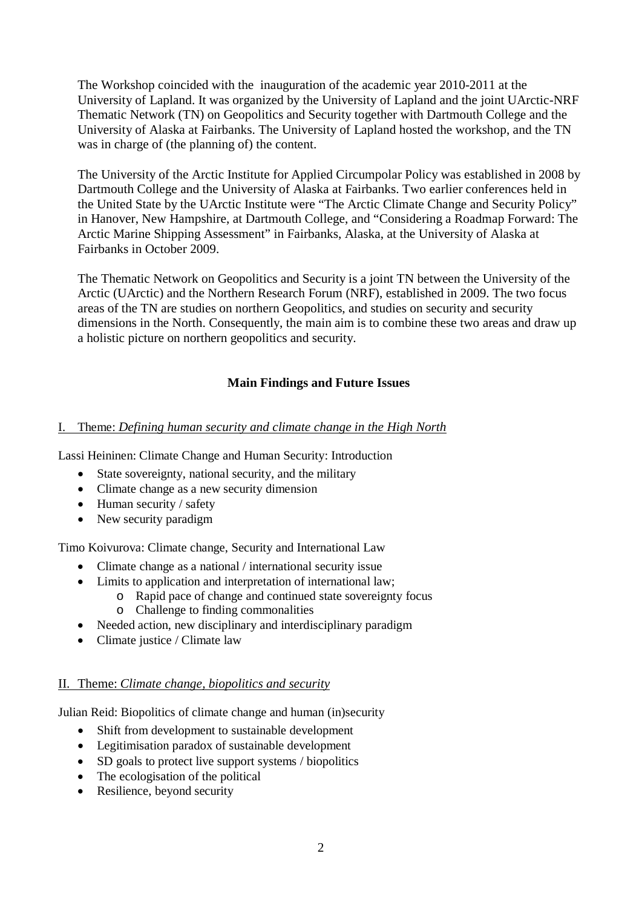The Workshop coincided with the  inauguration of the academic year 2010-2011 at the University of Lapland. It was organized by the University of Lapland and the joint UArctic-NRF Thematic Network (TN) on Geopolitics and Security together with Dartmouth College and the University of Alaska at Fairbanks. The University of Lapland hosted the workshop, and the TN was in charge of (the planning of) the content.

The University of the Arctic Institute for Applied Circumpolar Policy was established in 2008 by Dartmouth College and the University of Alaska at Fairbanks. Two earlier conferences held in the United State by the UArctic Institute were "The Arctic Climate Change and Security Policy" in Hanover, New Hampshire, at Dartmouth College, and "Considering a Roadmap Forward: The Arctic Marine Shipping Assessment" in Fairbanks, Alaska, at the University of Alaska at Fairbanks in October 2009.

The Thematic Network on Geopolitics and Security is a joint TN between the University of the Arctic (UArctic) and the Northern Research Forum (NRF), established in 2009. The two focus areas of the TN are studies on northern Geopolitics, and studies on security and security dimensions in the North. Consequently, the main aim is to combine these two areas and draw up a holistic picture on northern geopolitics and security.

## Main Findings and Future Issues

### I. Theme: *Defining human security and climate change in the High North*

Lassi Heininen: Climate Change and Human Security: Introduction

- State sovereignty, national security, and the military
- Climate change as a new security dimension
- Human security / safety
- New security paradigm

Timo Koivurova: Climate change, Security and International Law

- Climate change as a national / international security issue
- Limits to application and interpretation of international law;
  - Rapid pace of change and continued state sovereignty focus
  - Challenge to finding commonalities
- Needed action, new disciplinary and interdisciplinary paradigm
- Climate justice / Climate law

### II. Theme: *Climate change, biopolitics and security*

Julian Reid: Biopolitics of climate change and human (in)security

- Shift from development to sustainable development
- Legitimisation paradox of sustainable development
- SD goals to protect live support systems / biopolitics
- The ecologisation of the political
- Resilience, beyond security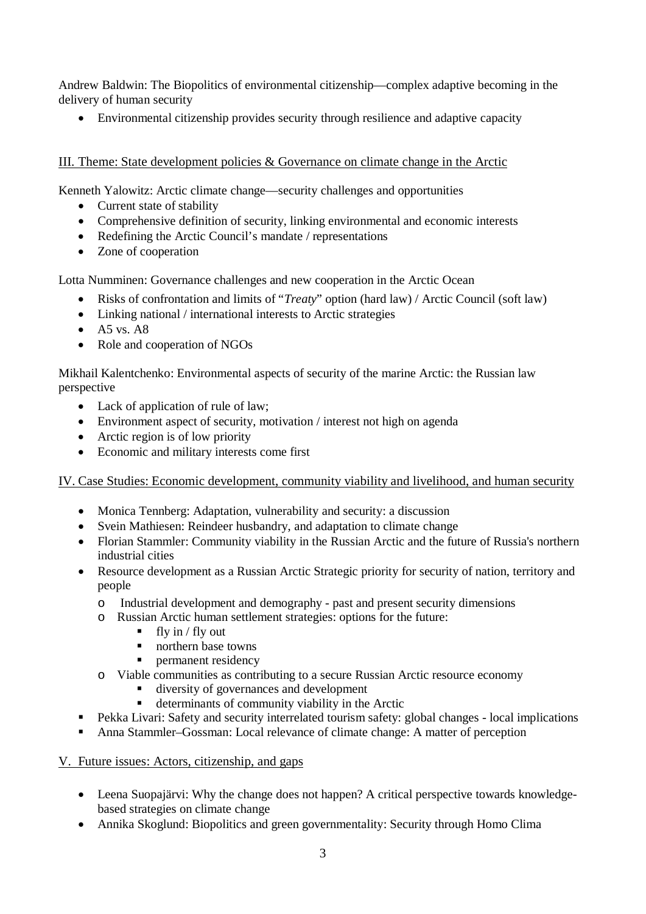Andrew Baldwin: The Biopolitics of environmental citizenship—complex adaptive becoming in the delivery of human security

- Environmental citizenship provides security through resilience and adaptive capacity

## III. Theme: State development policies & Governance on climate change in the Arctic

Kenneth Yalowitz: Arctic climate change—security challenges and opportunities

- Current state of stability
- Comprehensive definition of security, linking environmental and economic interests
- Redefining the Arctic Council's mandate / representations
- Zone of cooperation

Lotta Numminen: Governance challenges and new cooperation in the Arctic Ocean

- Risks of confrontation and limits of "*Treaty*" option (hard law) / Arctic Council (soft law)
- Linking national / international interests to Arctic strategies
- A5 vs. A8
- Role and cooperation of NGOs

Mikhail Kalentchenko: Environmental aspects of security of the marine Arctic: the Russian law perspective

- Lack of application of rule of law;
- Environment aspect of security, motivation / interest not high on agenda
- Arctic region is of low priority
- Economic and military interests come first

## IV. Case Studies: Economic development, community viability and livelihood, and human security

- Monica Tennberg: Adaptation, vulnerability and security: a discussion
- Svein Mathiesen: Reindeer husbandry, and adaptation to climate change
- Florian Stammler: Community viability in the Russian Arctic and the future of Russia's northern industrial cities
- Resource development as a Russian Arctic Strategic priority for security of nation, territory and people
  - Industrial development and demography - past and present security dimensions
  - Russian Arctic human settlement strategies: options for the future:
    - fly in / fly out
    - northern base towns
    - permanent residency
  - Viable communities as contributing to a secure Russian Arctic resource economy
    - diversity of governances and development
    - determinants of community viability in the Arctic
- Pekka Livari: Safety and security interrelated tourism safety: global changes - local implications
- Anna Stammler–Gossman: Local relevance of climate change: A matter of perception

## V. Future issues: Actors, citizenship, and gaps

- Leena Suopajärvi: Why the change does not happen? A critical perspective towards knowledge-based strategies on climate change
- Annika Skoglund: Biopolitics and green governmentality: Security through Homo Clima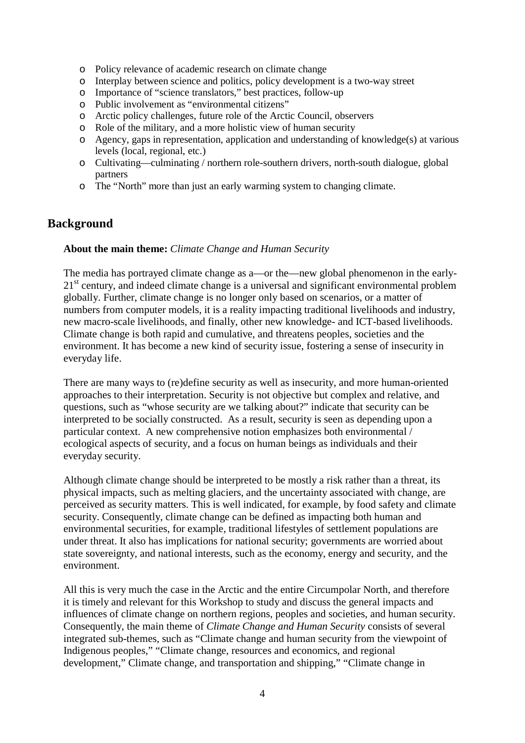- Policy relevance of academic research on climate change
- Interplay between science and politics, policy development is a two-way street
- Importance of "science translators," best practices, follow-up
- Public involvement as "environmental citizens"
- Arctic policy challenges, future role of the Arctic Council, observers
- Role of the military, and a more holistic view of human security
- Agency, gaps in representation, application and understanding of knowledge(s) at various levels (local, regional, etc.)
- Cultivating—culminating / northern role-southern drivers, north-south dialogue, global partners
- The "North" more than just an early warming system to changing climate.

## Background

**About the main theme:** *Climate Change and Human Security*

The media has portrayed climate change as a—or the—new global phenomenon in the early-21st century, and indeed climate change is a universal and significant environmental problem globally. Further, climate change is no longer only based on scenarios, or a matter of numbers from computer models, it is a reality impacting traditional livelihoods and industry, new macro-scale livelihoods, and finally, other new knowledge- and ICT-based livelihoods. Climate change is both rapid and cumulative, and threatens peoples, societies and the environment. It has become a new kind of security issue, fostering a sense of insecurity in everyday life.

There are many ways to (re)define security as well as insecurity, and more human-oriented approaches to their interpretation. Security is not objective but complex and relative, and questions, such as "whose security are we talking about?" indicate that security can be interpreted to be socially constructed. As a result, security is seen as depending upon a particular context. A new comprehensive notion emphasizes both environmental / ecological aspects of security, and a focus on human beings as individuals and their everyday security.

Although climate change should be interpreted to be mostly a risk rather than a threat, its physical impacts, such as melting glaciers, and the uncertainty associated with change, are perceived as security matters. This is well indicated, for example, by food safety and climate security. Consequently, climate change can be defined as impacting both human and environmental securities, for example, traditional lifestyles of settlement populations are under threat. It also has implications for national security; governments are worried about state sovereignty, and national interests, such as the economy, energy and security, and the environment.

All this is very much the case in the Arctic and the entire Circumpolar North, and therefore it is timely and relevant for this Workshop to study and discuss the general impacts and influences of climate change on northern regions, peoples and societies, and human security. Consequently, the main theme of *Climate Change and Human Security* consists of several integrated sub-themes, such as "Climate change and human security from the viewpoint of Indigenous peoples," "Climate change, resources and economics, and regional development," Climate change, and transportation and shipping," "Climate change in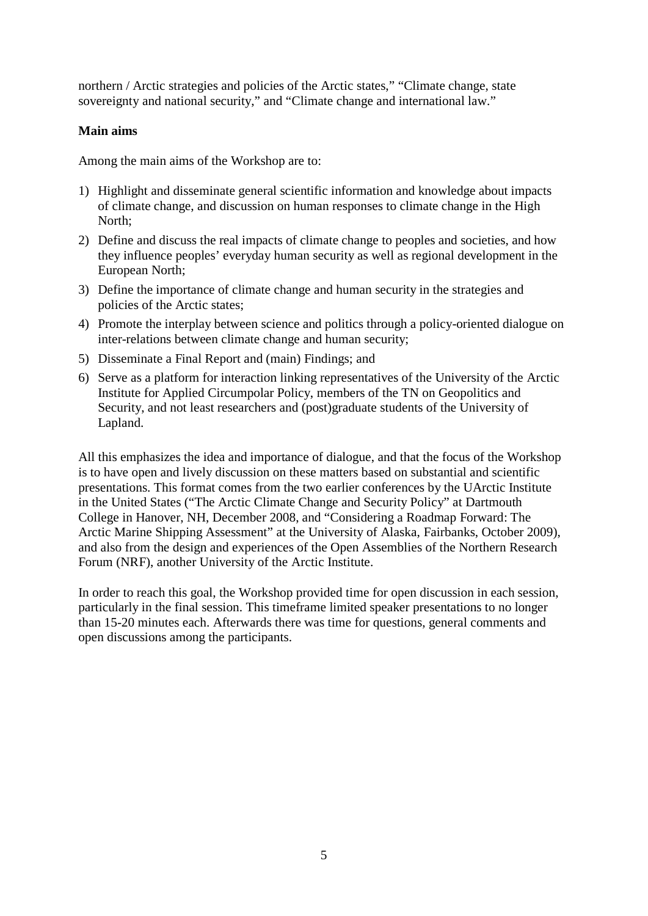northern / Arctic strategies and policies of the Arctic states," "Climate change, state sovereignty and national security," and "Climate change and international law."

**Main aims**

Among the main aims of the Workshop are to:

1) Highlight and disseminate general scientific information and knowledge about impacts of climate change, and discussion on human responses to climate change in the High North;
2) Define and discuss the real impacts of climate change to peoples and societies, and how they influence peoples' everyday human security as well as regional development in the European North;
3) Define the importance of climate change and human security in the strategies and policies of the Arctic states;
4) Promote the interplay between science and politics through a policy-oriented dialogue on inter-relations between climate change and human security;
5) Disseminate a Final Report and (main) Findings; and
6) Serve as a platform for interaction linking representatives of the University of the Arctic Institute for Applied Circumpolar Policy, members of the TN on Geopolitics and Security, and not least researchers and (post)graduate students of the University of Lapland.

All this emphasizes the idea and importance of dialogue, and that the focus of the Workshop is to have open and lively discussion on these matters based on substantial and scientific presentations. This format comes from the two earlier conferences by the UArctic Institute in the United States ("The Arctic Climate Change and Security Policy" at Dartmouth College in Hanover, NH, December 2008, and "Considering a Roadmap Forward: The Arctic Marine Shipping Assessment" at the University of Alaska, Fairbanks, October 2009), and also from the design and experiences of the Open Assemblies of the Northern Research Forum (NRF), another University of the Arctic Institute.

In order to reach this goal, the Workshop provided time for open discussion in each session, particularly in the final session. This timeframe limited speaker presentations to no longer than 15-20 minutes each. Afterwards there was time for questions, general comments and open discussions among the participants.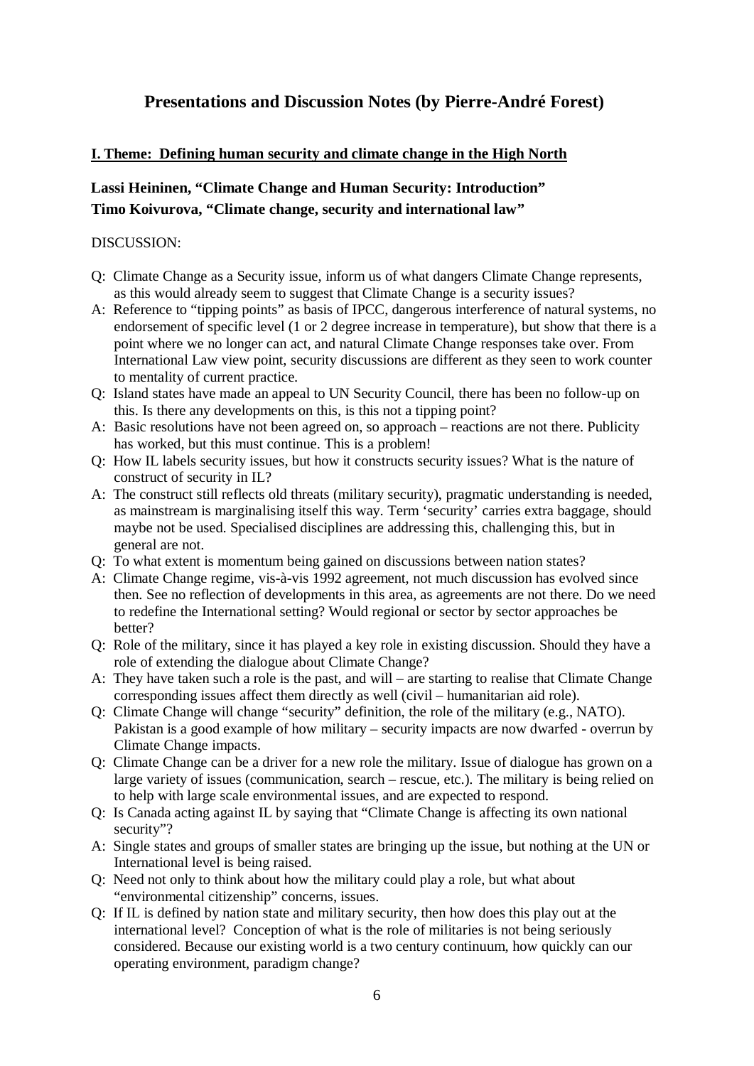# Presentations and Discussion Notes (by Pierre-André Forest)

## I. Theme: Defining human security and climate change in the High North

### Lassi Heininen, "Climate Change and Human Security: Introduction"
### Timo Koivurova, "Climate change, security and international law"

DISCUSSION:

Q: Climate Change as a Security issue, inform us of what dangers Climate Change represents, as this would already seem to suggest that Climate Change is a security issues?

A: Reference to "tipping points" as basis of IPCC, dangerous interference of natural systems, no endorsement of specific level (1 or 2 degree increase in temperature), but show that there is a point where we no longer can act, and natural Climate Change responses take over. From International Law view point, security discussions are different as they seen to work counter to mentality of current practice.

Q: Island states have made an appeal to UN Security Council, there has been no follow-up on this. Is there any developments on this, is this not a tipping point?

A: Basic resolutions have not been agreed on, so approach – reactions are not there. Publicity has worked, but this must continue. This is a problem!

Q: How IL labels security issues, but how it constructs security issues? What is the nature of construct of security in IL?

A: The construct still reflects old threats (military security), pragmatic understanding is needed, as mainstream is marginalising itself this way. Term 'security' carries extra baggage, should maybe not be used. Specialised disciplines are addressing this, challenging this, but in general are not.

Q: To what extent is momentum being gained on discussions between nation states?

A: Climate Change regime, vis-à-vis 1992 agreement, not much discussion has evolved since then. See no reflection of developments in this area, as agreements are not there. Do we need to redefine the International setting? Would regional or sector by sector approaches be better?

Q: Role of the military, since it has played a key role in existing discussion. Should they have a role of extending the dialogue about Climate Change?

A: They have taken such a role is the past, and will – are starting to realise that Climate Change corresponding issues affect them directly as well (civil – humanitarian aid role).

Q: Climate Change will change "security" definition, the role of the military (e.g., NATO). Pakistan is a good example of how military – security impacts are now dwarfed - overrun by Climate Change impacts.

Q: Climate Change can be a driver for a new role the military. Issue of dialogue has grown on a large variety of issues (communication, search – rescue, etc.). The military is being relied on to help with large scale environmental issues, and are expected to respond.

Q: Is Canada acting against IL by saying that "Climate Change is affecting its own national security"?

A: Single states and groups of smaller states are bringing up the issue, but nothing at the UN or International level is being raised.

Q: Need not only to think about how the military could play a role, but what about "environmental citizenship" concerns, issues.

Q: If IL is defined by nation state and military security, then how does this play out at the international level? Conception of what is the role of militaries is not being seriously considered. Because our existing world is a two century continuum, how quickly can our operating environment, paradigm change?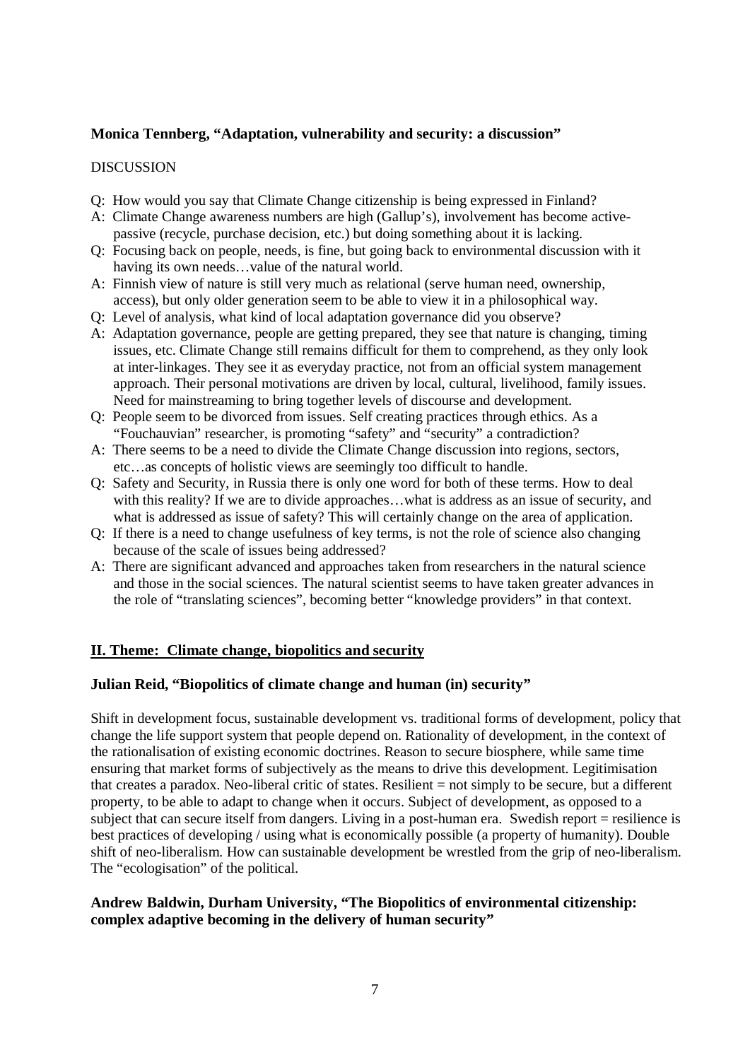**Monica Tennberg, "Adaptation, vulnerability and security: a discussion"**

DISCUSSION

Q: How would you say that Climate Change citizenship is being expressed in Finland?

A: Climate Change awareness numbers are high (Gallup's), involvement has become active-passive (recycle, purchase decision, etc.) but doing something about it is lacking.

Q: Focusing back on people, needs, is fine, but going back to environmental discussion with it having its own needs…value of the natural world.

A: Finnish view of nature is still very much as relational (serve human need, ownership, access), but only older generation seem to be able to view it in a philosophical way.

Q: Level of analysis, what kind of local adaptation governance did you observe?

A: Adaptation governance, people are getting prepared, they see that nature is changing, timing issues, etc. Climate Change still remains difficult for them to comprehend, as they only look at inter-linkages. They see it as everyday practice, not from an official system management approach. Their personal motivations are driven by local, cultural, livelihood, family issues. Need for mainstreaming to bring together levels of discourse and development.

Q: People seem to be divorced from issues. Self creating practices through ethics. As a "Fouchauvian" researcher, is promoting "safety" and "security" a contradiction?

A: There seems to be a need to divide the Climate Change discussion into regions, sectors, etc…as concepts of holistic views are seemingly too difficult to handle.

Q: Safety and Security, in Russia there is only one word for both of these terms. How to deal with this reality? If we are to divide approaches…what is address as an issue of security, and what is addressed as issue of safety? This will certainly change on the area of application.

Q: If there is a need to change usefulness of key terms, is not the role of science also changing because of the scale of issues being addressed?

A: There are significant advanced and approaches taken from researchers in the natural science and those in the social sciences. The natural scientist seems to have taken greater advances in the role of "translating sciences", becoming better "knowledge providers" in that context.

## II. Theme: Climate change, biopolitics and security

**Julian Reid, "Biopolitics of climate change and human (in) security"**

Shift in development focus, sustainable development vs. traditional forms of development, policy that change the life support system that people depend on. Rationality of development, in the context of the rationalisation of existing economic doctrines. Reason to secure biosphere, while same time ensuring that market forms of subjectively as the means to drive this development. Legitimisation that creates a paradox. Neo-liberal critic of states. Resilient = not simply to be secure, but a different property, to be able to adapt to change when it occurs. Subject of development, as opposed to a subject that can secure itself from dangers. Living in a post-human era. Swedish report = resilience is best practices of developing / using what is economically possible (a property of humanity). Double shift of neo-liberalism. How can sustainable development be wrestled from the grip of neo-liberalism. The "ecologisation" of the political.

**Andrew Baldwin, Durham University, "The Biopolitics of environmental citizenship: complex adaptive becoming in the delivery of human security"**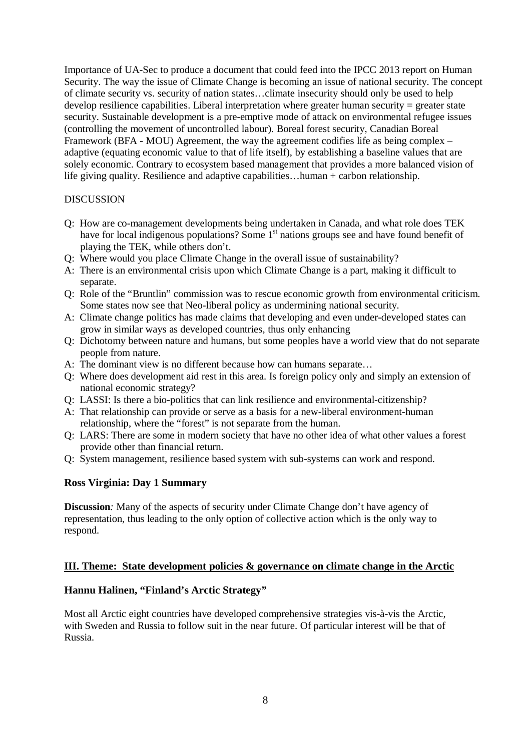Importance of UA-Sec to produce a document that could feed into the IPCC 2013 report on Human Security. The way the issue of Climate Change is becoming an issue of national security. The concept of climate security vs. security of nation states…climate insecurity should only be used to help develop resilience capabilities. Liberal interpretation where greater human security = greater state security. Sustainable development is a pre-emptive mode of attack on environmental refugee issues (controlling the movement of uncontrolled labour). Boreal forest security, Canadian Boreal Framework (BFA - MOU) Agreement, the way the agreement codifies life as being complex – adaptive (equating economic value to that of life itself), by establishing a baseline values that are solely economic. Contrary to ecosystem based management that provides a more balanced vision of life giving quality. Resilience and adaptive capabilities…human + carbon relationship.

DISCUSSION

- Q: How are co-management developments being undertaken in Canada, and what role does TEK have for local indigenous populations? Some 1st nations groups see and have found benefit of playing the TEK, while others don't.
- Q: Where would you place Climate Change in the overall issue of sustainability?
- A: There is an environmental crisis upon which Climate Change is a part, making it difficult to separate.
- Q: Role of the "Bruntlin" commission was to rescue economic growth from environmental criticism. Some states now see that Neo-liberal policy as undermining national security.
- A: Climate change politics has made claims that developing and even under-developed states can grow in similar ways as developed countries, thus only enhancing
- Q: Dichotomy between nature and humans, but some peoples have a world view that do not separate people from nature.
- A: The dominant view is no different because how can humans separate…
- Q: Where does development aid rest in this area. Is foreign policy only and simply an extension of national economic strategy?
- Q: LASSI: Is there a bio-politics that can link resilience and environmental-citizenship?
- A: That relationship can provide or serve as a basis for a new-liberal environment-human relationship, where the "forest" is not separate from the human.
- Q: LARS: There are some in modern society that have no other idea of what other values a forest provide other than financial return.
- Q: System management, resilience based system with sub-systems can work and respond.

### Ross Virginia: Day 1 Summary

**Discussion***:* Many of the aspects of security under Climate Change don't have agency of representation, thus leading to the only option of collective action which is the only way to respond.

## III. Theme: State development policies & governance on climate change in the Arctic

### Hannu Halinen, "Finland's Arctic Strategy"

Most all Arctic eight countries have developed comprehensive strategies vis-à-vis the Arctic, with Sweden and Russia to follow suit in the near future. Of particular interest will be that of Russia.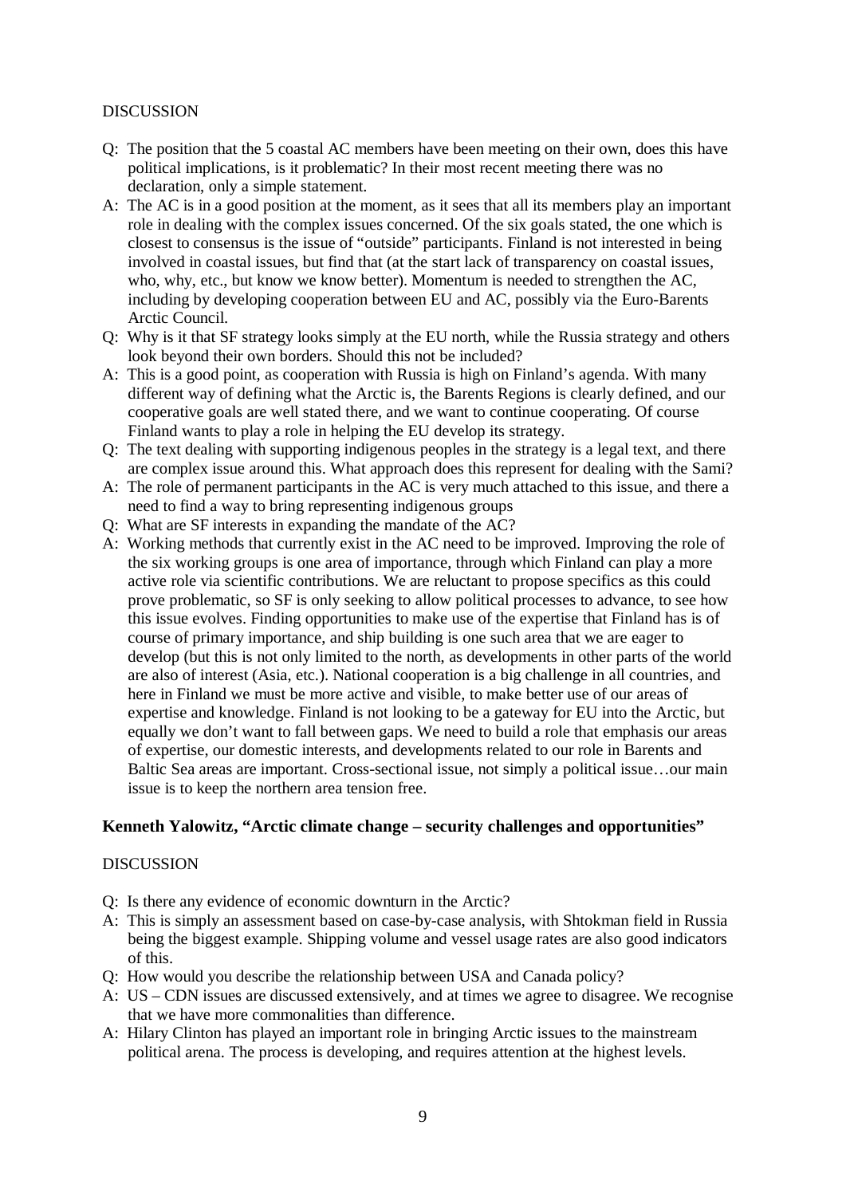DISCUSSION

- Q: The position that the 5 coastal AC members have been meeting on their own, does this have political implications, is it problematic? In their most recent meeting there was no declaration, only a simple statement.
- A: The AC is in a good position at the moment, as it sees that all its members play an important role in dealing with the complex issues concerned. Of the six goals stated, the one which is closest to consensus is the issue of "outside" participants. Finland is not interested in being involved in coastal issues, but find that (at the start lack of transparency on coastal issues, who, why, etc., but know we know better). Momentum is needed to strengthen the AC, including by developing cooperation between EU and AC, possibly via the Euro-Barents Arctic Council.
- Q: Why is it that SF strategy looks simply at the EU north, while the Russia strategy and others look beyond their own borders. Should this not be included?
- A: This is a good point, as cooperation with Russia is high on Finland's agenda. With many different way of defining what the Arctic is, the Barents Regions is clearly defined, and our cooperative goals are well stated there, and we want to continue cooperating. Of course Finland wants to play a role in helping the EU develop its strategy.
- Q: The text dealing with supporting indigenous peoples in the strategy is a legal text, and there are complex issue around this. What approach does this represent for dealing with the Sami?
- A: The role of permanent participants in the AC is very much attached to this issue, and there a need to find a way to bring representing indigenous groups
- Q: What are SF interests in expanding the mandate of the AC?
- A: Working methods that currently exist in the AC need to be improved. Improving the role of the six working groups is one area of importance, through which Finland can play a more active role via scientific contributions. We are reluctant to propose specifics as this could prove problematic, so SF is only seeking to allow political processes to advance, to see how this issue evolves. Finding opportunities to make use of the expertise that Finland has is of course of primary importance, and ship building is one such area that we are eager to develop (but this is not only limited to the north, as developments in other parts of the world are also of interest (Asia, etc.). National cooperation is a big challenge in all countries, and here in Finland we must be more active and visible, to make better use of our areas of expertise and knowledge. Finland is not looking to be a gateway for EU into the Arctic, but equally we don't want to fall between gaps. We need to build a role that emphasis our areas of expertise, our domestic interests, and developments related to our role in Barents and Baltic Sea areas are important. Cross-sectional issue, not simply a political issue…our main issue is to keep the northern area tension free.

**Kenneth Yalowitz, "Arctic climate change – security challenges and opportunities"**

DISCUSSION

- Q: Is there any evidence of economic downturn in the Arctic?
- A: This is simply an assessment based on case-by-case analysis, with Shtokman field in Russia being the biggest example. Shipping volume and vessel usage rates are also good indicators of this.
- Q: How would you describe the relationship between USA and Canada policy?
- A: US – CDN issues are discussed extensively, and at times we agree to disagree. We recognise that we have more commonalities than difference.
- A: Hilary Clinton has played an important role in bringing Arctic issues to the mainstream political arena. The process is developing, and requires attention at the highest levels.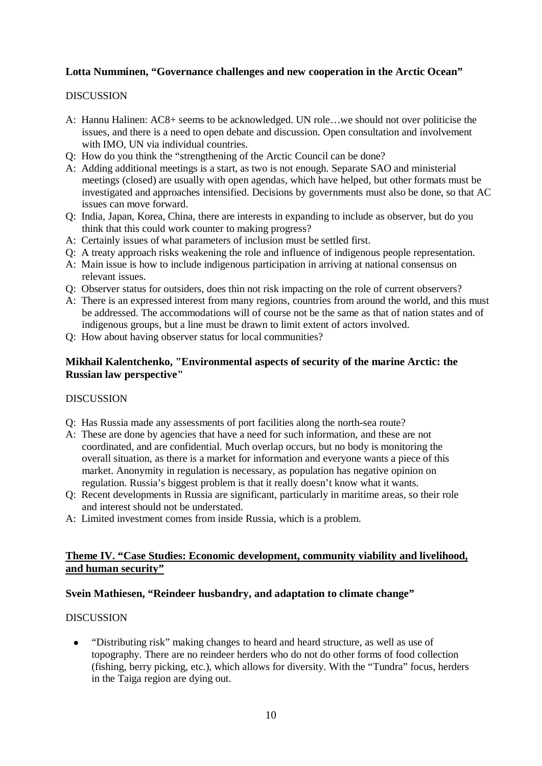**Lotta Numminen, "Governance challenges and new cooperation in the Arctic Ocean"**

DISCUSSION

A: Hannu Halinen: AC8+ seems to be acknowledged. UN role…we should not over politicise the issues, and there is a need to open debate and discussion. Open consultation and involvement with IMO, UN via individual countries.

Q: How do you think the "strengthening of the Arctic Council can be done?

A: Adding additional meetings is a start, as two is not enough. Separate SAO and ministerial meetings (closed) are usually with open agendas, which have helped, but other formats must be investigated and approaches intensified. Decisions by governments must also be done, so that AC issues can move forward.

Q: India, Japan, Korea, China, there are interests in expanding to include as observer, but do you think that this could work counter to making progress?

A: Certainly issues of what parameters of inclusion must be settled first.

Q: A treaty approach risks weakening the role and influence of indigenous people representation.

A: Main issue is how to include indigenous participation in arriving at national consensus on relevant issues.

Q: Observer status for outsiders, does thin not risk impacting on the role of current observers?

A: There is an expressed interest from many regions, countries from around the world, and this must be addressed. The accommodations will of course not be the same as that of nation states and of indigenous groups, but a line must be drawn to limit extent of actors involved.

Q: How about having observer status for local communities?

**Mikhail Kalentchenko, "Environmental aspects of security of the marine Arctic: the Russian law perspective"**

DISCUSSION

Q: Has Russia made any assessments of port facilities along the north-sea route?

A: These are done by agencies that have a need for such information, and these are not coordinated, and are confidential. Much overlap occurs, but no body is monitoring the overall situation, as there is a market for information and everyone wants a piece of this market. Anonymity in regulation is necessary, as population has negative opinion on regulation. Russia's biggest problem is that it really doesn't know what it wants.

Q: Recent developments in Russia are significant, particularly in maritime areas, so their role and interest should not be understated.

A: Limited investment comes from inside Russia, which is a problem.

## Theme IV. "Case Studies: Economic development, community viability and livelihood, and human security"

**Svein Mathiesen, "Reindeer husbandry, and adaptation to climate change"**

DISCUSSION

- "Distributing risk" making changes to heard and heard structure, as well as use of topography. There are no reindeer herders who do not do other forms of food collection (fishing, berry picking, etc.), which allows for diversity. With the "Tundra" focus, herders in the Taiga region are dying out.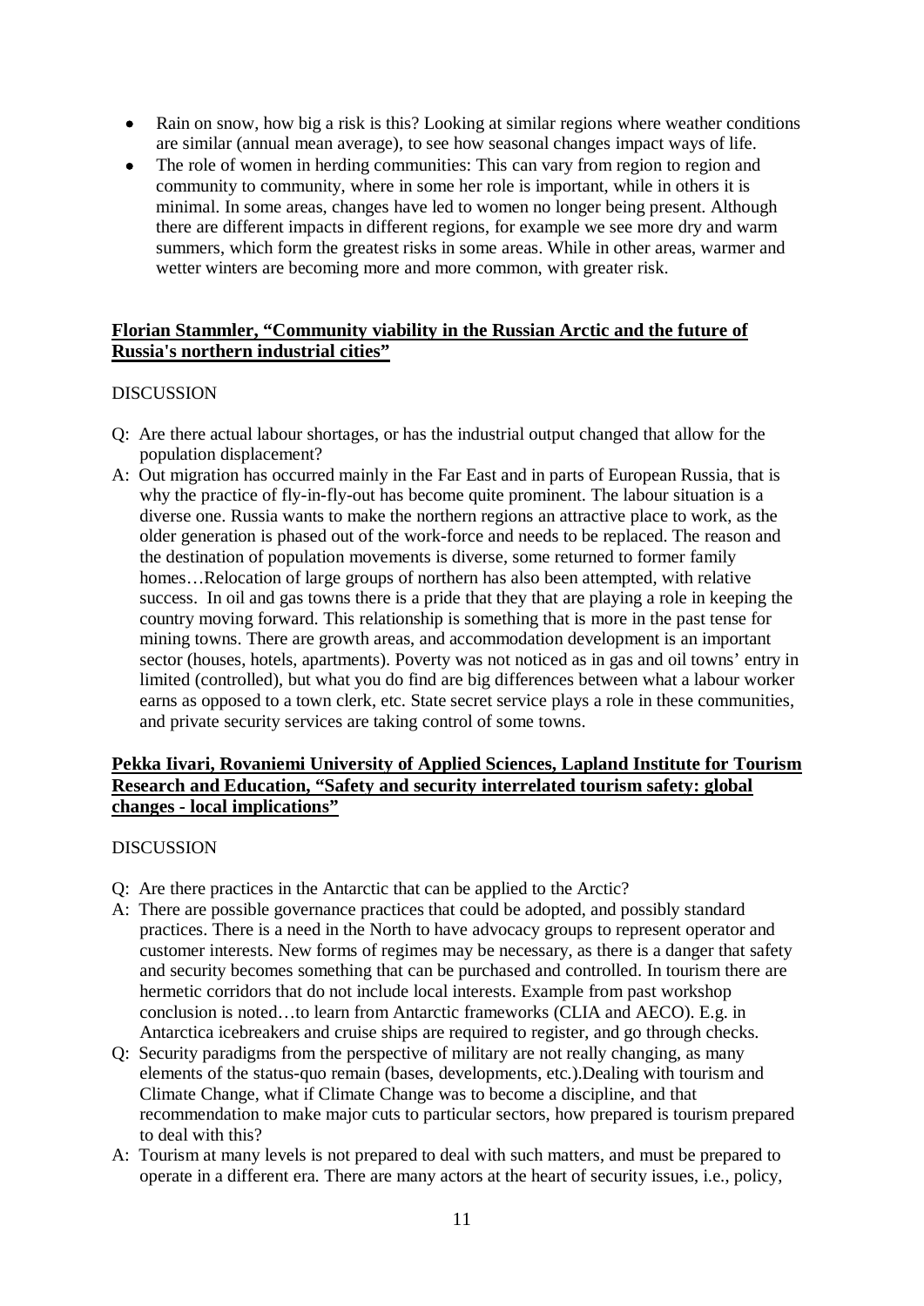- Rain on snow, how big a risk is this? Looking at similar regions where weather conditions are similar (annual mean average), to see how seasonal changes impact ways of life.
- The role of women in herding communities: This can vary from region to region and community to community, where in some her role is important, while in others it is minimal. In some areas, changes have led to women no longer being present. Although there are different impacts in different regions, for example we see more dry and warm summers, which form the greatest risks in some areas. While in other areas, warmer and wetter winters are becoming more and more common, with greater risk.

### **Florian Stammler, "Community viability in the Russian Arctic and the future of Russia's northern industrial cities"**

DISCUSSION

Q: Are there actual labour shortages, or has the industrial output changed that allow for the population displacement?

A: Out migration has occurred mainly in the Far East and in parts of European Russia, that is why the practice of fly-in-fly-out has become quite prominent. The labour situation is a diverse one. Russia wants to make the northern regions an attractive place to work, as the older generation is phased out of the work-force and needs to be replaced. The reason and the destination of population movements is diverse, some returned to former family homes…Relocation of large groups of northern has also been attempted, with relative success. In oil and gas towns there is a pride that they that are playing a role in keeping the country moving forward. This relationship is something that is more in the past tense for mining towns. There are growth areas, and accommodation development is an important sector (houses, hotels, apartments). Poverty was not noticed as in gas and oil towns' entry in limited (controlled), but what you do find are big differences between what a labour worker earns as opposed to a town clerk, etc. State secret service plays a role in these communities, and private security services are taking control of some towns.

### **Pekka Iivari, Rovaniemi University of Applied Sciences, Lapland Institute for Tourism Research and Education, "Safety and security interrelated tourism safety: global changes - local implications"**

DISCUSSION

Q: Are there practices in the Antarctic that can be applied to the Arctic?

A: There are possible governance practices that could be adopted, and possibly standard practices. There is a need in the North to have advocacy groups to represent operator and customer interests. New forms of regimes may be necessary, as there is a danger that safety and security becomes something that can be purchased and controlled. In tourism there are hermetic corridors that do not include local interests. Example from past workshop conclusion is noted…to learn from Antarctic frameworks (CLIA and AECO). E.g. in Antarctica icebreakers and cruise ships are required to register, and go through checks.

Q: Security paradigms from the perspective of military are not really changing, as many elements of the status-quo remain (bases, developments, etc.).Dealing with tourism and Climate Change, what if Climate Change was to become a discipline, and that recommendation to make major cuts to particular sectors, how prepared is tourism prepared to deal with this?

A: Tourism at many levels is not prepared to deal with such matters, and must be prepared to operate in a different era. There are many actors at the heart of security issues, i.e., policy,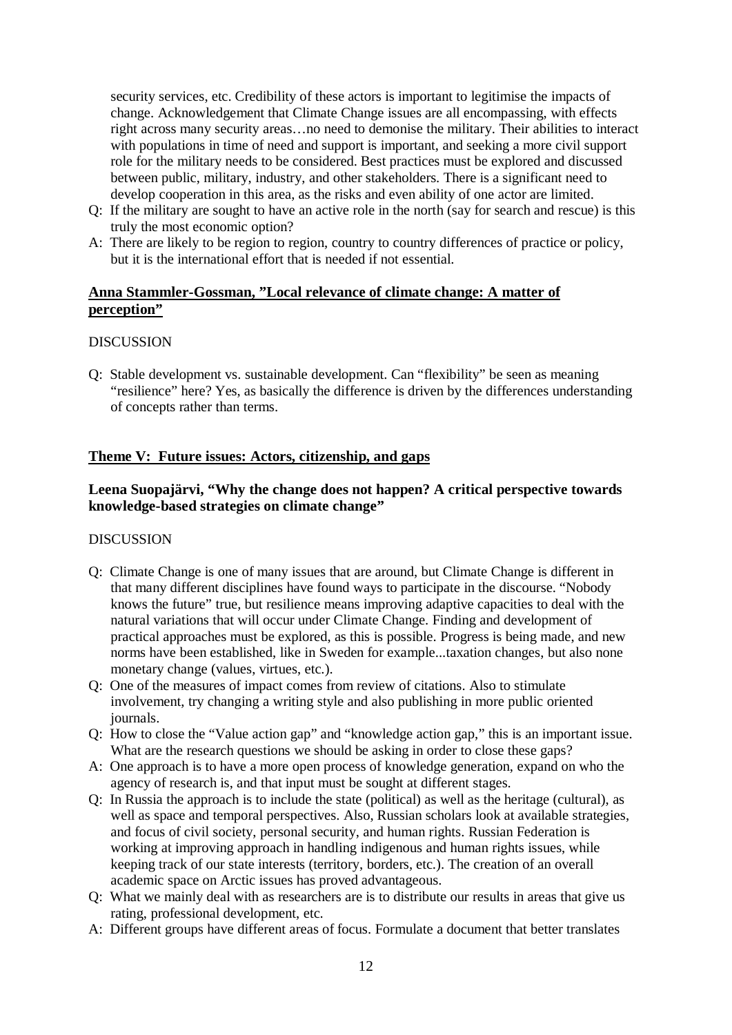security services, etc. Credibility of these actors is important to legitimise the impacts of change. Acknowledgement that Climate Change issues are all encompassing, with effects right across many security areas…no need to demonise the military. Their abilities to interact with populations in time of need and support is important, and seeking a more civil support role for the military needs to be considered. Best practices must be explored and discussed between public, military, industry, and other stakeholders. There is a significant need to develop cooperation in this area, as the risks and even ability of one actor are limited.

Q: If the military are sought to have an active role in the north (say for search and rescue) is this truly the most economic option?

A: There are likely to be region to region, country to country differences of practice or policy, but it is the international effort that is needed if not essential.

### Anna Stammler-Gossman, "Local relevance of climate change: A matter of perception"

DISCUSSION

Q: Stable development vs. sustainable development. Can "flexibility" be seen as meaning "resilience" here? Yes, as basically the difference is driven by the differences understanding of concepts rather than terms.

## Theme V: Future issues: Actors, citizenship, and gaps

### Leena Suopajärvi, "Why the change does not happen? A critical perspective towards knowledge-based strategies on climate change"

DISCUSSION

Q: Climate Change is one of many issues that are around, but Climate Change is different in that many different disciplines have found ways to participate in the discourse. "Nobody knows the future" true, but resilience means improving adaptive capacities to deal with the natural variations that will occur under Climate Change. Finding and development of practical approaches must be explored, as this is possible. Progress is being made, and new norms have been established, like in Sweden for example...taxation changes, but also none monetary change (values, virtues, etc.).

Q: One of the measures of impact comes from review of citations. Also to stimulate involvement, try changing a writing style and also publishing in more public oriented journals.

Q: How to close the "Value action gap" and "knowledge action gap," this is an important issue. What are the research questions we should be asking in order to close these gaps?

A: One approach is to have a more open process of knowledge generation, expand on who the agency of research is, and that input must be sought at different stages.

Q: In Russia the approach is to include the state (political) as well as the heritage (cultural), as well as space and temporal perspectives. Also, Russian scholars look at available strategies, and focus of civil society, personal security, and human rights. Russian Federation is working at improving approach in handling indigenous and human rights issues, while keeping track of our state interests (territory, borders, etc.). The creation of an overall academic space on Arctic issues has proved advantageous.

Q: What we mainly deal with as researchers are is to distribute our results in areas that give us rating, professional development, etc.

A: Different groups have different areas of focus. Formulate a document that better translates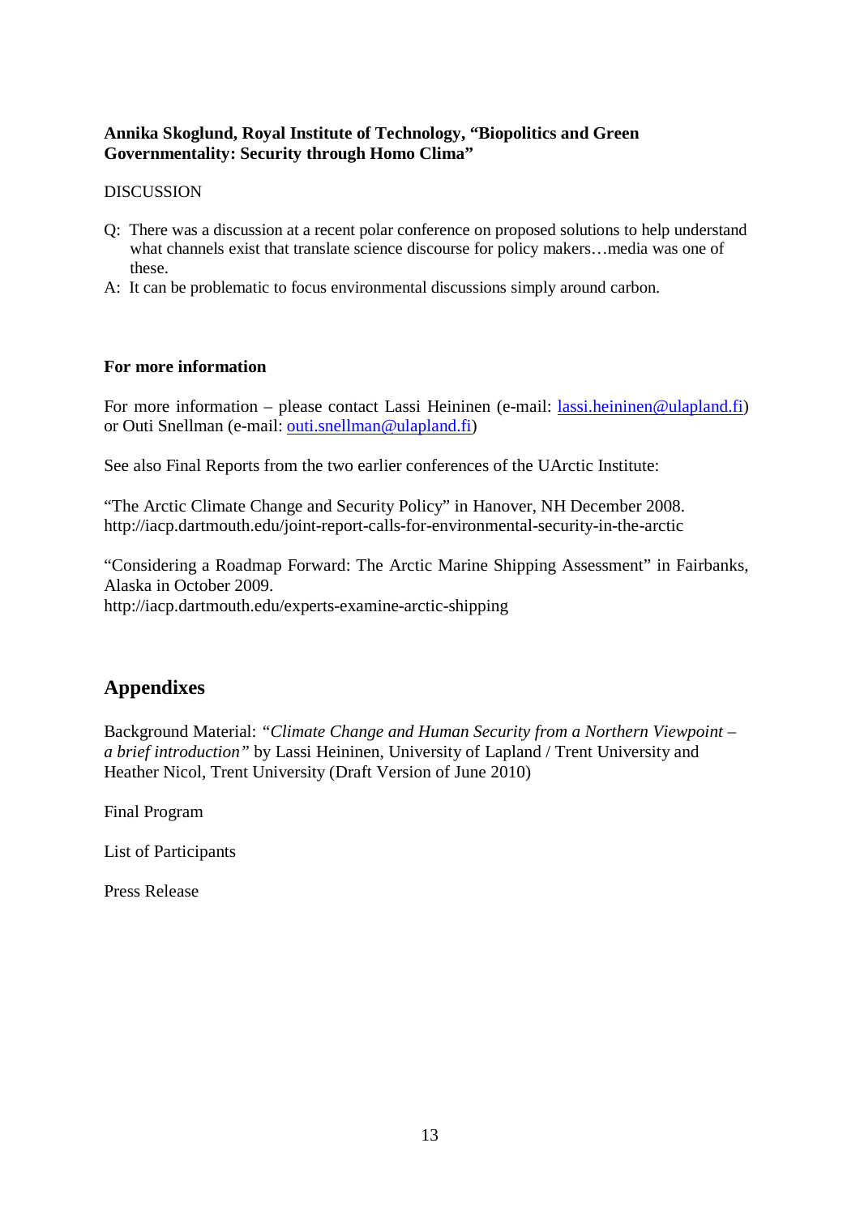**Annika Skoglund, Royal Institute of Technology, "Biopolitics and Green Governmentality: Security through Homo Clima"**

DISCUSSION

Q: There was a discussion at a recent polar conference on proposed solutions to help understand what channels exist that translate science discourse for policy makers…media was one of these.

A: It can be problematic to focus environmental discussions simply around carbon.

**For more information**

For more information – please contact Lassi Heininen (e-mail: lassi.heininen@ulapland.fi) or Outi Snellman (e-mail: outi.snellman@ulapland.fi)

See also Final Reports from the two earlier conferences of the UArctic Institute:

"The Arctic Climate Change and Security Policy" in Hanover, NH December 2008.
http://iacp.dartmouth.edu/joint-report-calls-for-environmental-security-in-the-arctic

"Considering a Roadmap Forward: The Arctic Marine Shipping Assessment" in Fairbanks, Alaska in October 2009.
http://iacp.dartmouth.edu/experts-examine-arctic-shipping

## Appendixes

Background Material: *"Climate Change and Human Security from a Northern Viewpoint – a brief introduction"* by Lassi Heininen, University of Lapland / Trent University and Heather Nicol, Trent University (Draft Version of June 2010)

Final Program

List of Participants

Press Release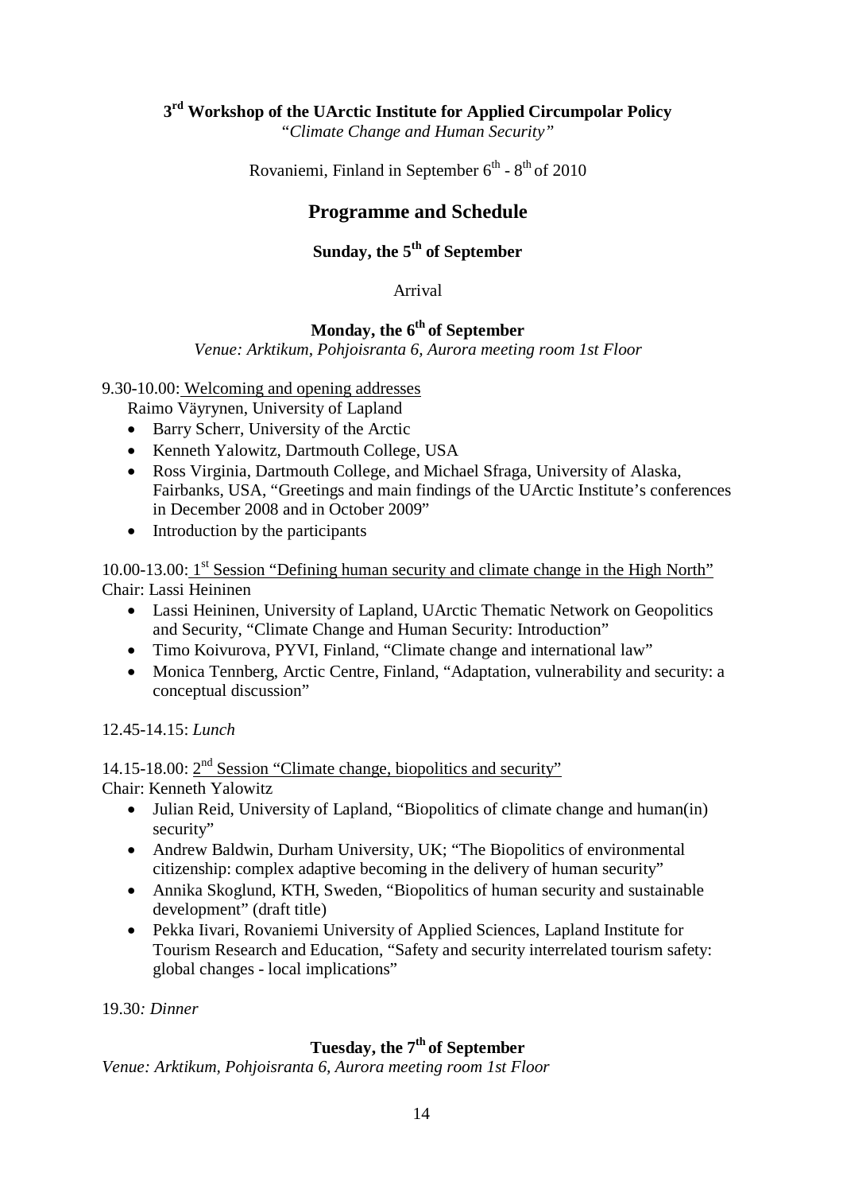**3rd Workshop of the UArctic Institute for Applied Circumpolar Policy**

*"Climate Change and Human Security"*

Rovaniemi, Finland in September 6th - 8th of 2010

## Programme and Schedule

### Sunday, the 5th of September

Arrival

### Monday, the 6th of September

*Venue: Arktikum, Pohjoisranta 6, Aurora meeting room 1st Floor*

9.30-10.00: Welcoming and opening addresses

Raimo Väyrynen, University of Lapland

- Barry Scherr, University of the Arctic
- Kenneth Yalowitz, Dartmouth College, USA
- Ross Virginia, Dartmouth College, and Michael Sfraga, University of Alaska, Fairbanks, USA, "Greetings and main findings of the UArctic Institute's conferences in December 2008 and in October 2009"
- Introduction by the participants

10.00-13.00: 1st Session "Defining human security and climate change in the High North"

Chair: Lassi Heininen

- Lassi Heininen, University of Lapland, UArctic Thematic Network on Geopolitics and Security, "Climate Change and Human Security: Introduction"
- Timo Koivurova, PYVI, Finland, "Climate change and international law"
- Monica Tennberg, Arctic Centre, Finland, "Adaptation, vulnerability and security: a conceptual discussion"

12.45-14.15: *Lunch*

14.15-18.00: 2nd Session "Climate change, biopolitics and security"

Chair: Kenneth Yalowitz

- Julian Reid, University of Lapland, "Biopolitics of climate change and human(in) security"
- Andrew Baldwin, Durham University, UK; "The Biopolitics of environmental citizenship: complex adaptive becoming in the delivery of human security"
- Annika Skoglund, KTH, Sweden, "Biopolitics of human security and sustainable development" (draft title)
- Pekka Iivari, Rovaniemi University of Applied Sciences, Lapland Institute for Tourism Research and Education, "Safety and security interrelated tourism safety: global changes - local implications"

19.30*: Dinner*

### Tuesday, the 7th of September

*Venue: Arktikum, Pohjoisranta 6, Aurora meeting room 1st Floor*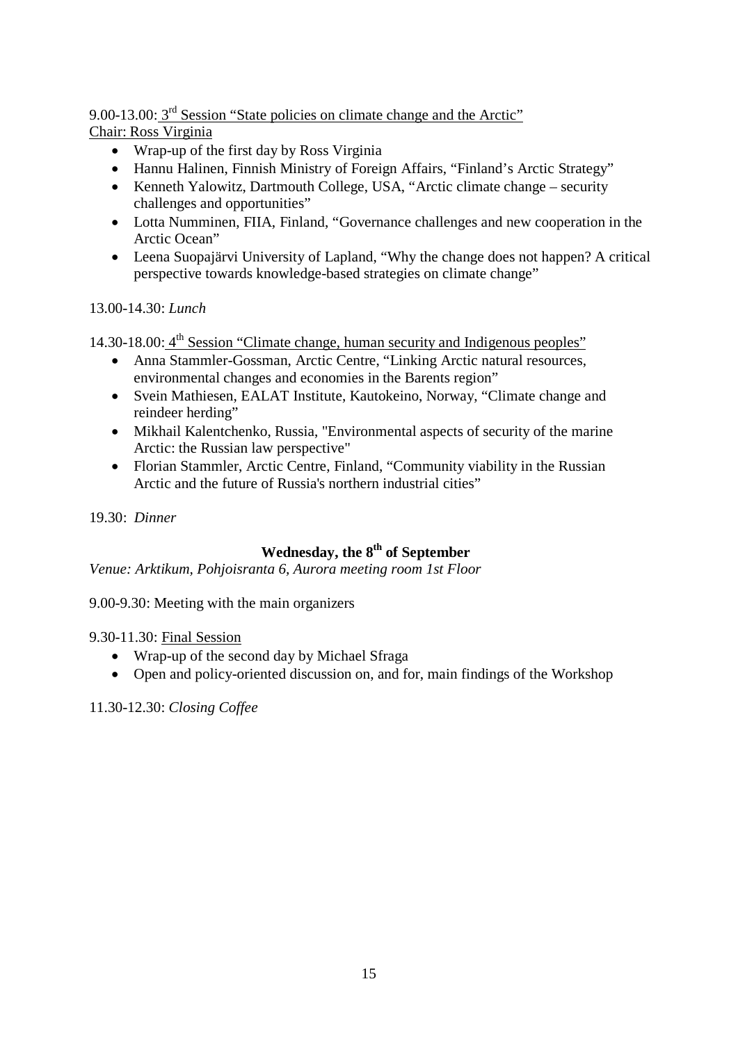9.00-13.00: 3rd Session "State policies on climate change and the Arctic"
Chair: Ross Virginia

- Wrap-up of the first day by Ross Virginia
- Hannu Halinen, Finnish Ministry of Foreign Affairs, "Finland's Arctic Strategy"
- Kenneth Yalowitz, Dartmouth College, USA, "Arctic climate change – security challenges and opportunities"
- Lotta Numminen, FIIA, Finland, "Governance challenges and new cooperation in the Arctic Ocean"
- Leena Suopajärvi University of Lapland, "Why the change does not happen? A critical perspective towards knowledge-based strategies on climate change"

13.00-14.30: *Lunch*

14.30-18.00: 4th Session "Climate change, human security and Indigenous peoples"

- Anna Stammler-Gossman, Arctic Centre, "Linking Arctic natural resources, environmental changes and economies in the Barents region"
- Svein Mathiesen, EALAT Institute, Kautokeino, Norway, "Climate change and reindeer herding"
- Mikhail Kalentchenko, Russia, "Environmental aspects of security of the marine Arctic: the Russian law perspective"
- Florian Stammler, Arctic Centre, Finland, "Community viability in the Russian Arctic and the future of Russia's northern industrial cities"

19.30: *Dinner*

## Wednesday, the 8th of September

*Venue: Arktikum, Pohjoisranta 6, Aurora meeting room 1st Floor*

9.00-9.30: Meeting with the main organizers

9.30-11.30: Final Session

- Wrap-up of the second day by Michael Sfraga
- Open and policy-oriented discussion on, and for, main findings of the Workshop

11.30-12.30: *Closing Coffee*